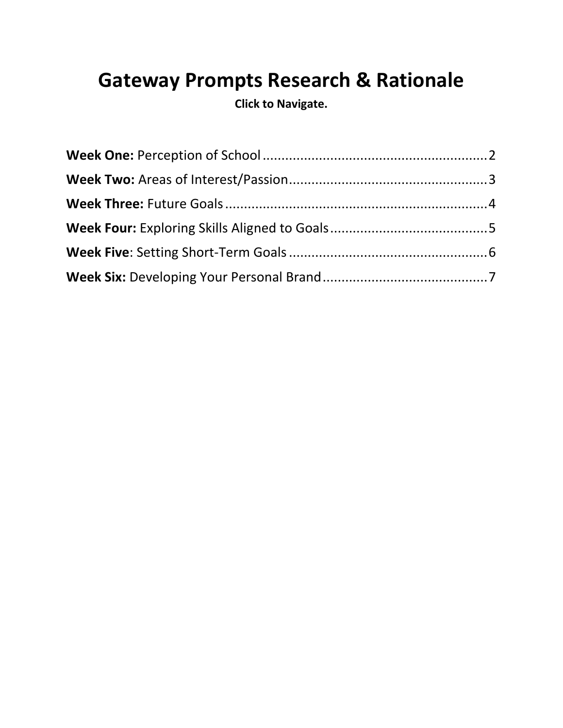# Gateway Prompts Research & Rationale

**Click to Navigate.**

**Week One:** Perception of School ............................................................ 2

**Week Two:** Areas of Interest/Passion..................................................... 3

**Week Three:** Future Goals ...................................................................... 4

**Week Four:** Exploring Skills Aligned to Goals.......................................... 5

**Week Five**: Setting Short-Term Goals ..................................................... 6

**Week Six:** Developing Your Personal Brand............................................ 7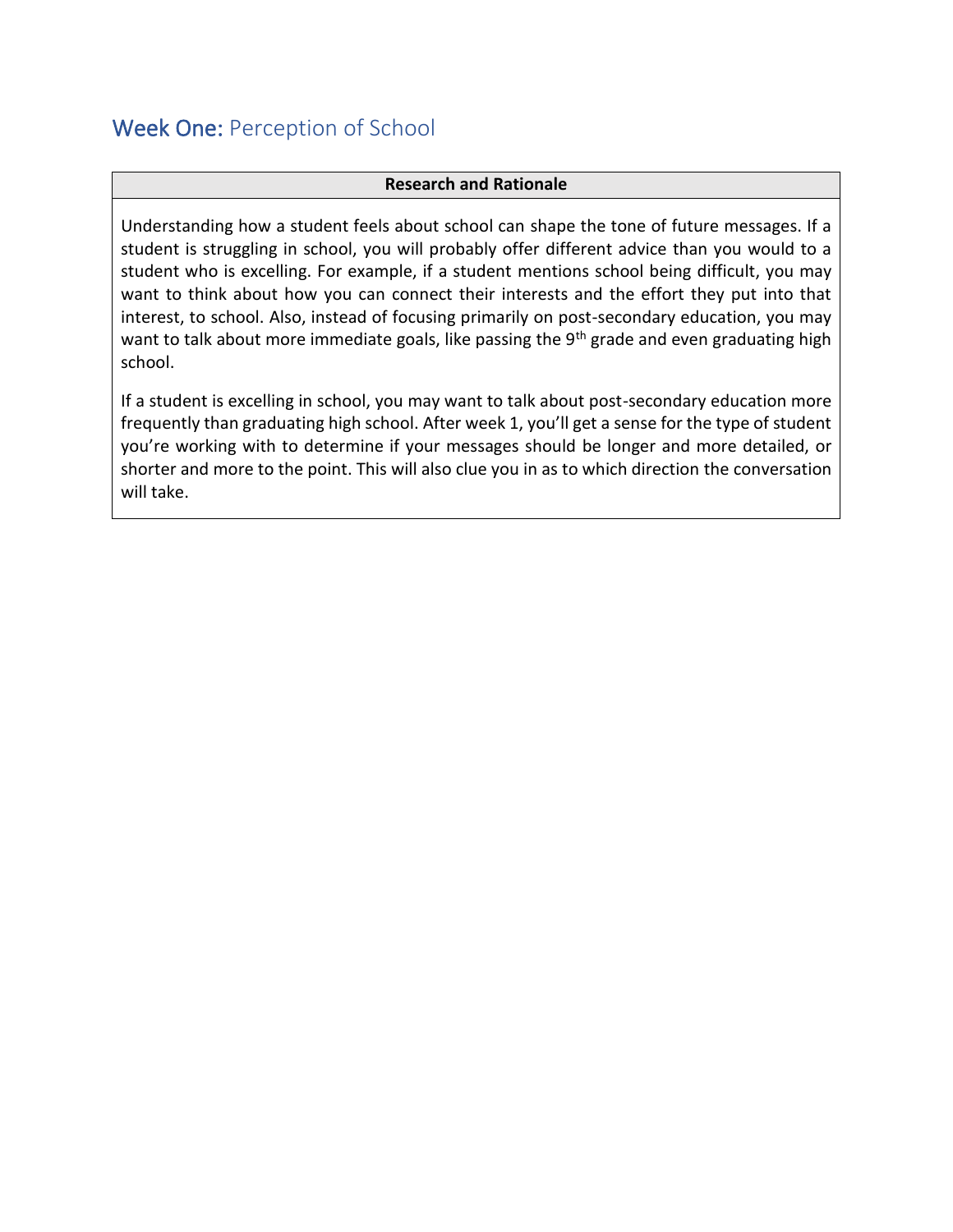## Week One: Perception of School

| Research and Rationale |
| --- |
| Understanding how a student feels about school can shape the tone of future messages. If a student is struggling in school, you will probably offer different advice than you would to a student who is excelling. For example, if a student mentions school being difficult, you may want to think about how you can connect their interests and the effort they put into that interest, to school. Also, instead of focusing primarily on post-secondary education, you may want to talk about more immediate goals, like passing the 9th grade and even graduating high school.<br><br>If a student is excelling in school, you may want to talk about post-secondary education more frequently than graduating high school. After week 1, you'll get a sense for the type of student you're working with to determine if your messages should be longer and more detailed, or shorter and more to the point. This will also clue you in as to which direction the conversation will take. |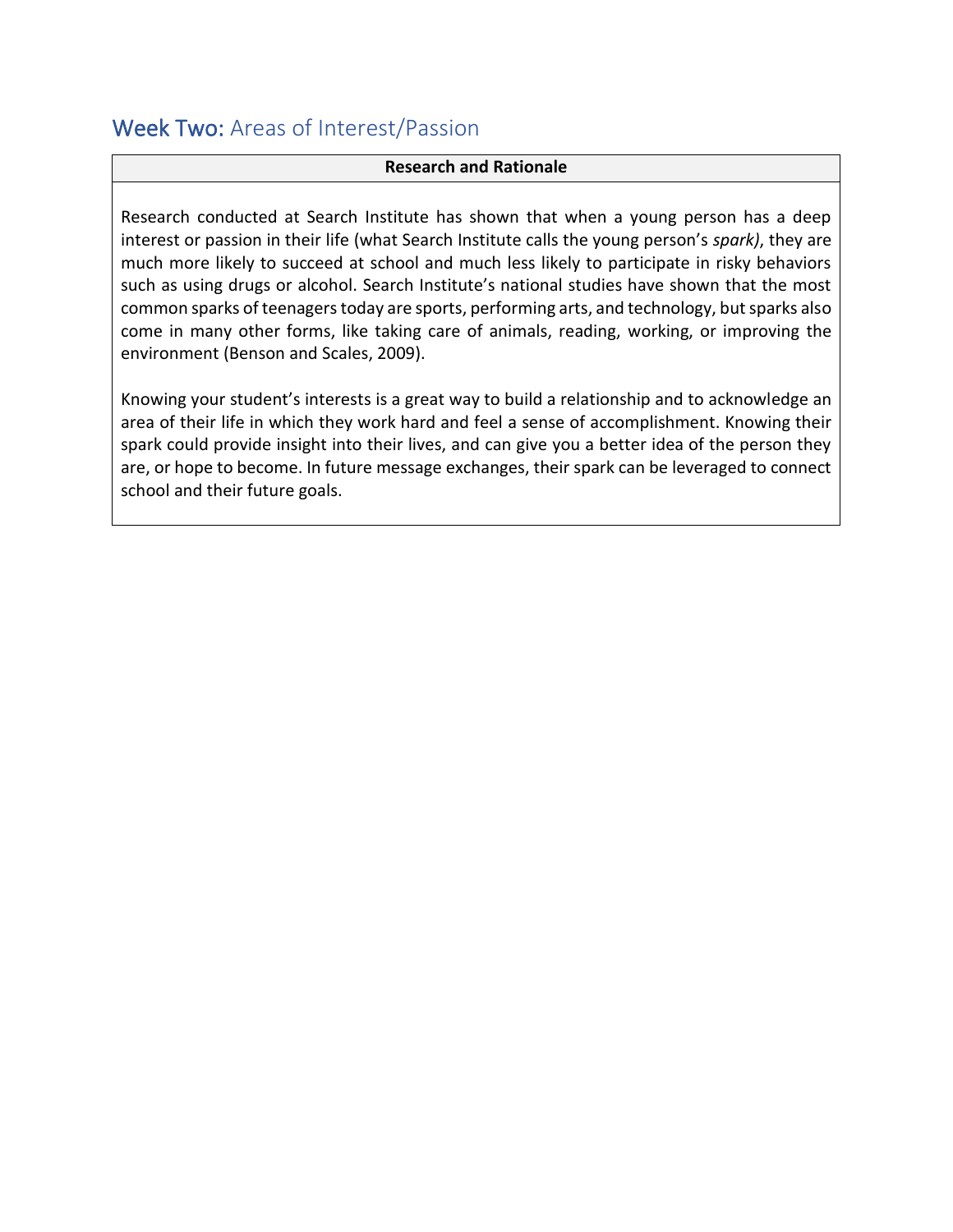## Week Two: Areas of Interest/Passion

| Research and Rationale |
|---|
| Research conducted at Search Institute has shown that when a young person has a deep interest or passion in their life (what Search Institute calls the young person's *spark)*, they are much more likely to succeed at school and much less likely to participate in risky behaviors such as using drugs or alcohol. Search Institute's national studies have shown that the most common sparks of teenagers today are sports, performing arts, and technology, but sparks also come in many other forms, like taking care of animals, reading, working, or improving the environment (Benson and Scales, 2009).<br><br>Knowing your student's interests is a great way to build a relationship and to acknowledge an area of their life in which they work hard and feel a sense of accomplishment. Knowing their spark could provide insight into their lives, and can give you a better idea of the person they are, or hope to become. In future message exchanges, their spark can be leveraged to connect school and their future goals. |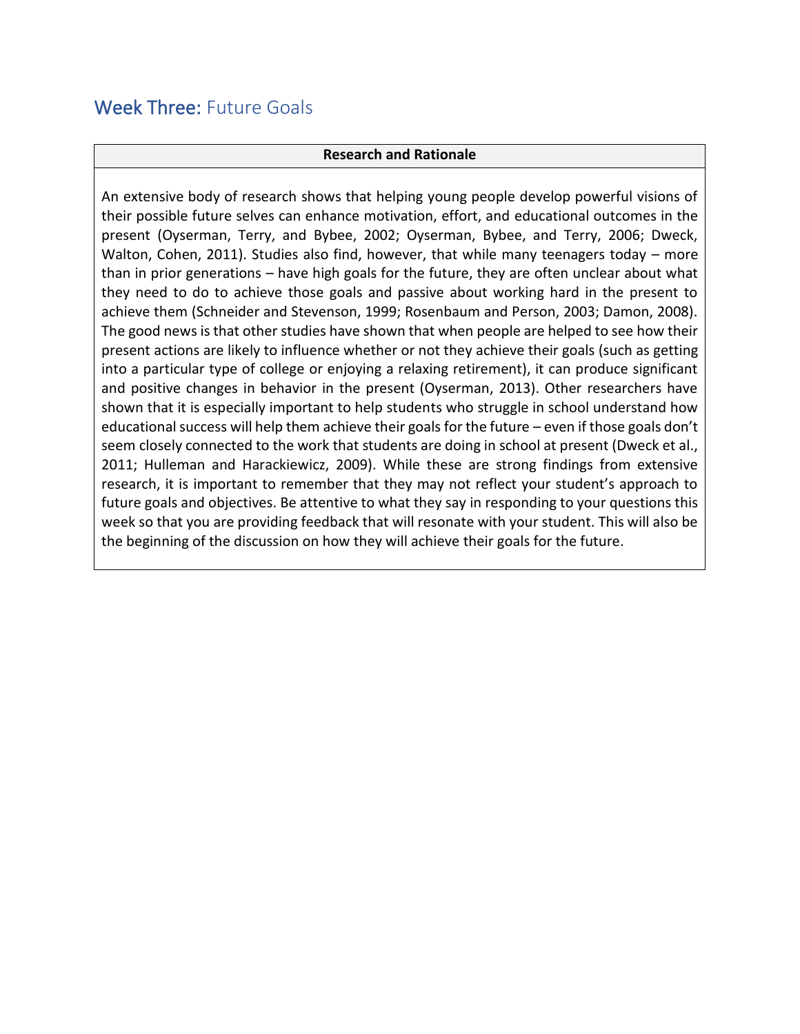## Week Three: Future Goals

| Research and Rationale |
| --- |
| An extensive body of research shows that helping young people develop powerful visions of their possible future selves can enhance motivation, effort, and educational outcomes in the present (Oyserman, Terry, and Bybee, 2002; Oyserman, Bybee, and Terry, 2006; Dweck, Walton, Cohen, 2011). Studies also find, however, that while many teenagers today – more than in prior generations – have high goals for the future, they are often unclear about what they need to do to achieve those goals and passive about working hard in the present to achieve them (Schneider and Stevenson, 1999; Rosenbaum and Person, 2003; Damon, 2008). The good news is that other studies have shown that when people are helped to see how their present actions are likely to influence whether or not they achieve their goals (such as getting into a particular type of college or enjoying a relaxing retirement), it can produce significant and positive changes in behavior in the present (Oyserman, 2013). Other researchers have shown that it is especially important to help students who struggle in school understand how educational success will help them achieve their goals for the future – even if those goals don't seem closely connected to the work that students are doing in school at present (Dweck et al., 2011; Hulleman and Harackiewicz, 2009). While these are strong findings from extensive research, it is important to remember that they may not reflect your student's approach to future goals and objectives. Be attentive to what they say in responding to your questions this week so that you are providing feedback that will resonate with your student. This will also be the beginning of the discussion on how they will achieve their goals for the future. |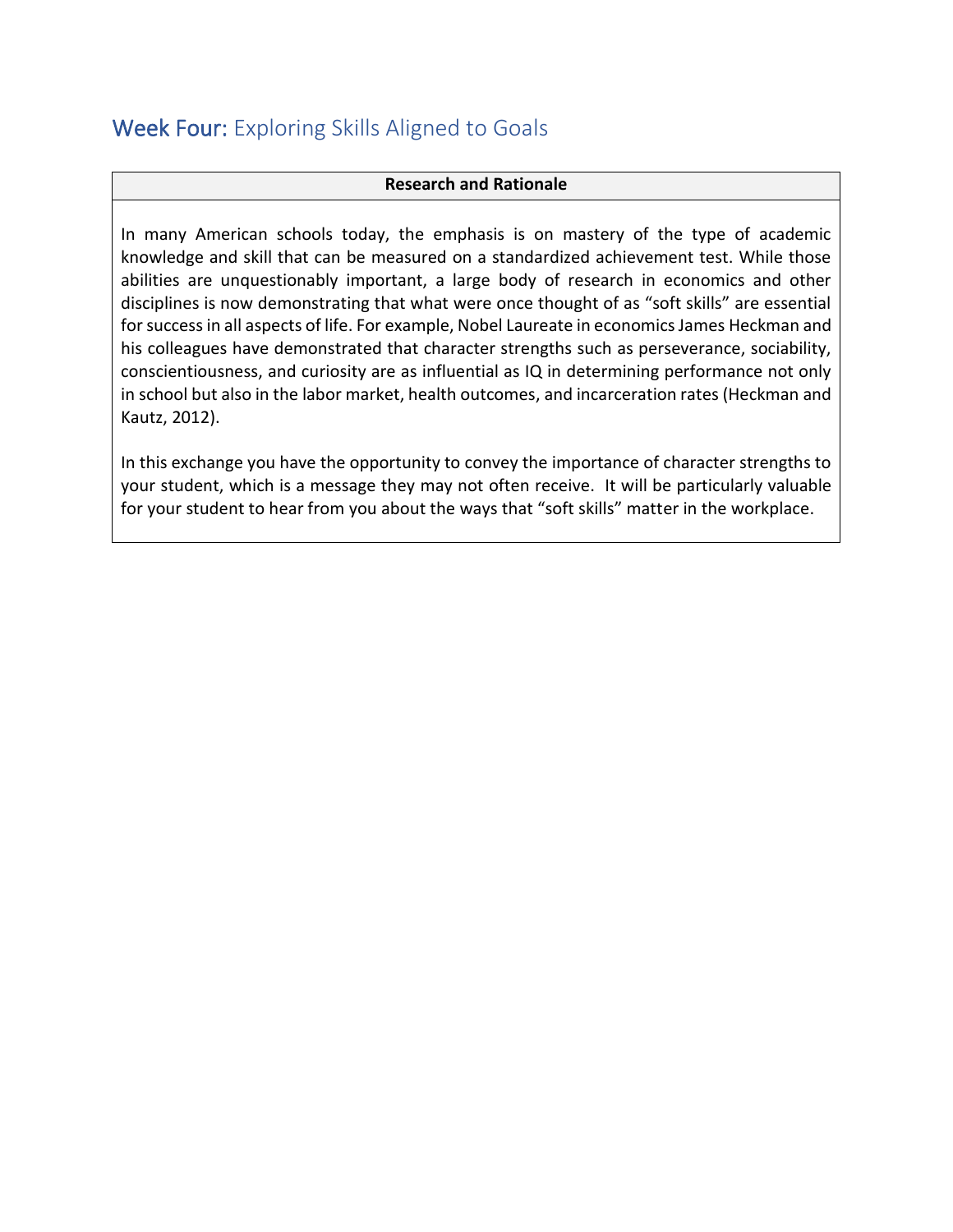## Week Four: Exploring Skills Aligned to Goals

| Research and Rationale |
| --- |
| In many American schools today, the emphasis is on mastery of the type of academic knowledge and skill that can be measured on a standardized achievement test. While those abilities are unquestionably important, a large body of research in economics and other disciplines is now demonstrating that what were once thought of as "soft skills" are essential for success in all aspects of life. For example, Nobel Laureate in economics James Heckman and his colleagues have demonstrated that character strengths such as perseverance, sociability, conscientiousness, and curiosity are as influential as IQ in determining performance not only in school but also in the labor market, health outcomes, and incarceration rates (Heckman and Kautz, 2012).<br><br>In this exchange you have the opportunity to convey the importance of character strengths to your student, which is a message they may not often receive. It will be particularly valuable for your student to hear from you about the ways that "soft skills" matter in the workplace. |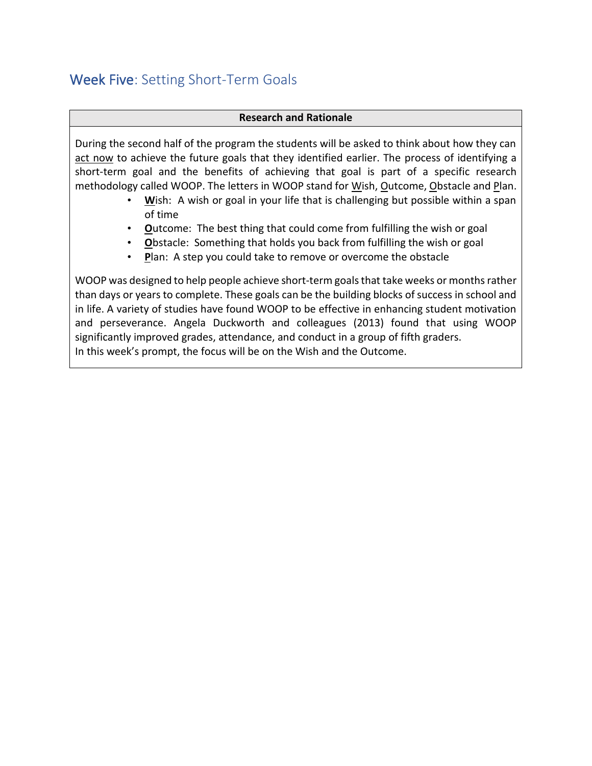## Week Five: Setting Short-Term Goals

| Research and Rationale |
| --- |
| During the second half of the program the students will be asked to think about how they can act now to achieve the future goals that they identified earlier. The process of identifying a short-term goal and the benefits of achieving that goal is part of a specific research methodology called WOOP. The letters in WOOP stand for Wish, Outcome, Obstacle and Plan.<br>• **W**ish: A wish or goal in your life that is challenging but possible within a span of time<br>• **O**utcome: The best thing that could come from fulfilling the wish or goal<br>• **O**bstacle: Something that holds you back from fulfilling the wish or goal<br>• **P**lan: A step you could take to remove or overcome the obstacle<br><br>WOOP was designed to help people achieve short-term goals that take weeks or months rather than days or years to complete. These goals can be the building blocks of success in school and in life. A variety of studies have found WOOP to be effective in enhancing student motivation and perseverance. Angela Duckworth and colleagues (2013) found that using WOOP significantly improved grades, attendance, and conduct in a group of fifth graders.<br>In this week's prompt, the focus will be on the Wish and the Outcome. |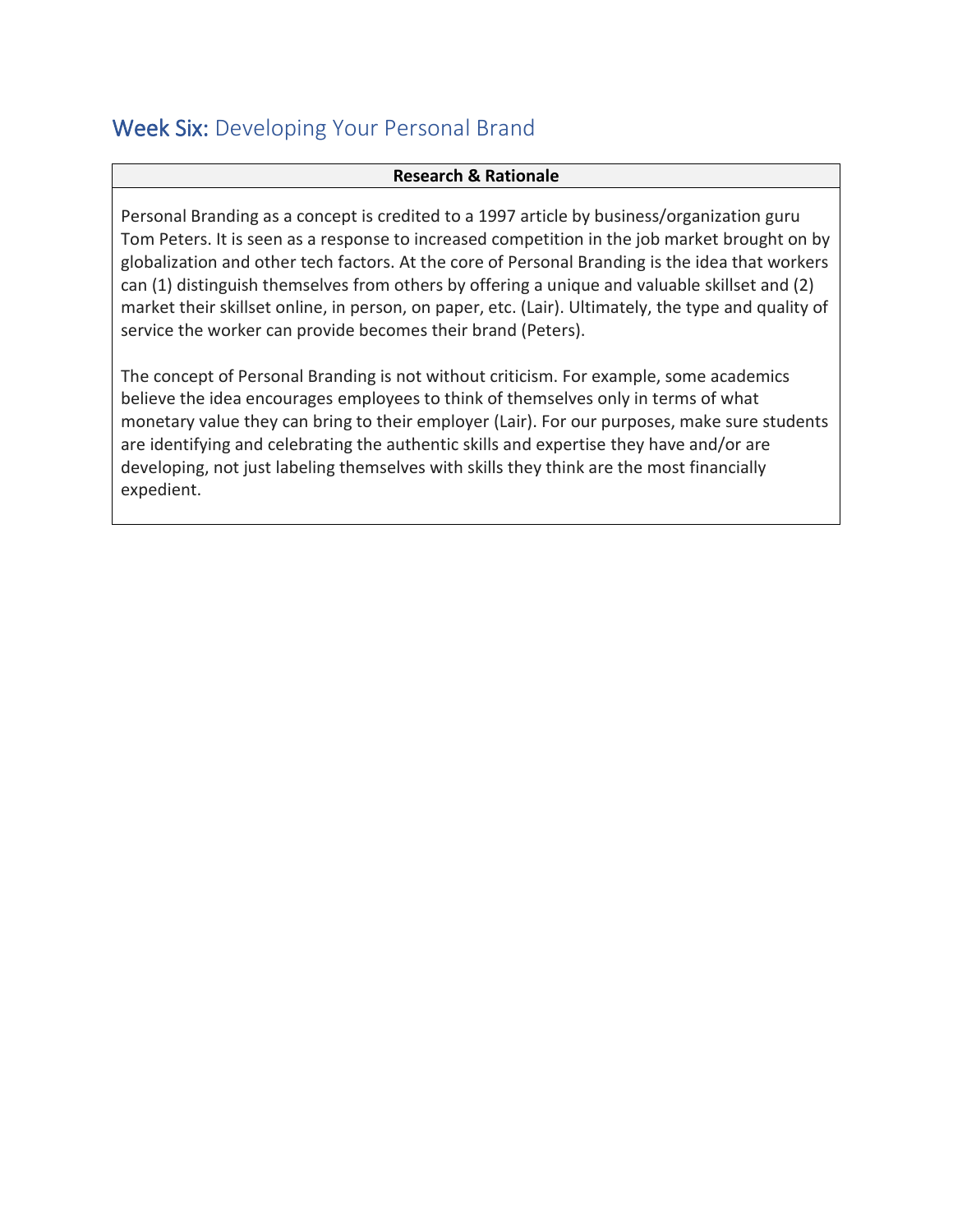## **Week Six:** Developing Your Personal Brand

| **Research & Rationale** |
|---|
| Personal Branding as a concept is credited to a 1997 article by business/organization guru Tom Peters. It is seen as a response to increased competition in the job market brought on by globalization and other tech factors. At the core of Personal Branding is the idea that workers can (1) distinguish themselves from others by offering a unique and valuable skillset and (2) market their skillset online, in person, on paper, etc. (Lair). Ultimately, the type and quality of service the worker can provide becomes their brand (Peters).<br><br>The concept of Personal Branding is not without criticism. For example, some academics believe the idea encourages employees to think of themselves only in terms of what monetary value they can bring to their employer (Lair). For our purposes, make sure students are identifying and celebrating the authentic skills and expertise they have and/or are developing, not just labeling themselves with skills they think are the most financially expedient. |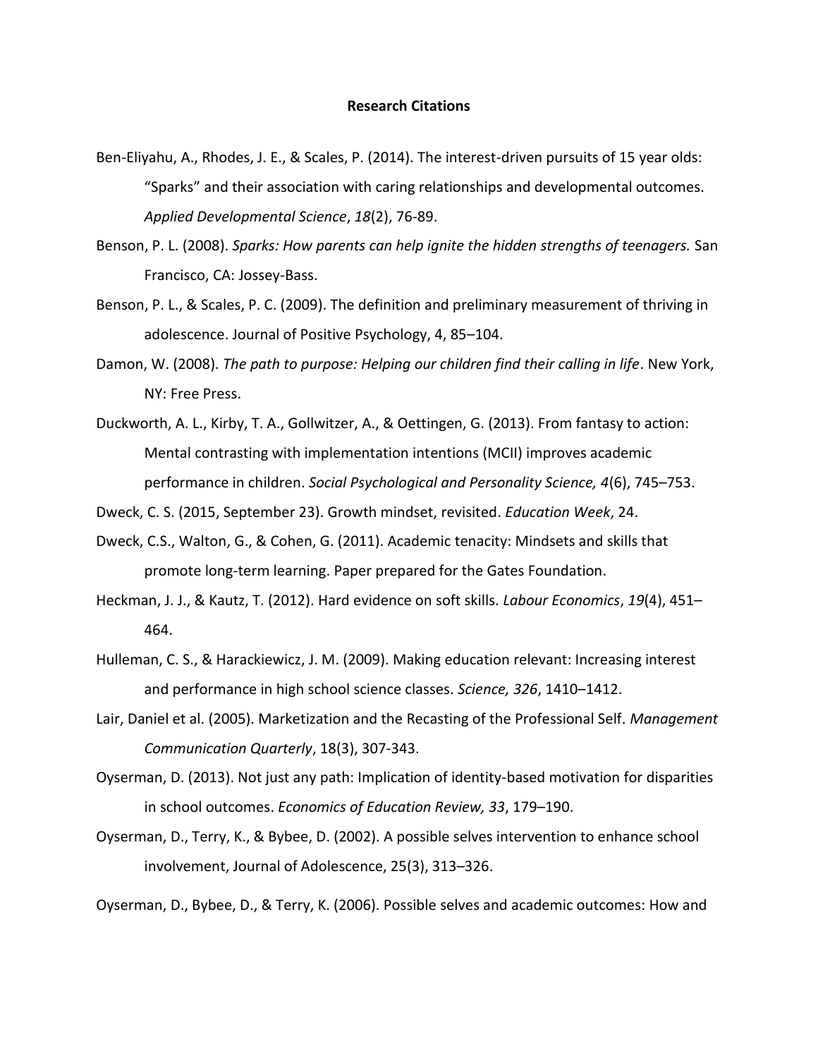**Research Citations**

Ben-Eliyahu, A., Rhodes, J. E., & Scales, P. (2014). The interest-driven pursuits of 15 year olds: "Sparks" and their association with caring relationships and developmental outcomes. *Applied Developmental Science*, *18*(2), 76-89.

Benson, P. L. (2008). *Sparks: How parents can help ignite the hidden strengths of teenagers.* San Francisco, CA: Jossey-Bass.

Benson, P. L., & Scales, P. C. (2009). The definition and preliminary measurement of thriving in adolescence. Journal of Positive Psychology, 4, 85–104.

Damon, W. (2008). *The path to purpose: Helping our children find their calling in life*. New York, NY: Free Press.

Duckworth, A. L., Kirby, T. A., Gollwitzer, A., & Oettingen, G. (2013). From fantasy to action: Mental contrasting with implementation intentions (MCII) improves academic performance in children. *Social Psychological and Personality Science, 4*(6), 745–753.

Dweck, C. S. (2015, September 23). Growth mindset, revisited. *Education Week*, 24.

Dweck, C.S., Walton, G., & Cohen, G. (2011). Academic tenacity: Mindsets and skills that promote long-term learning. Paper prepared for the Gates Foundation.

Heckman, J. J., & Kautz, T. (2012). Hard evidence on soft skills. *Labour Economics*, *19*(4), 451–464.

Hulleman, C. S., & Harackiewicz, J. M. (2009). Making education relevant: Increasing interest and performance in high school science classes. *Science, 326*, 1410–1412.

Lair, Daniel et al. (2005). Marketization and the Recasting of the Professional Self. *Management Communication Quarterly*, 18(3), 307-343.

Oyserman, D. (2013). Not just any path: Implication of identity-based motivation for disparities in school outcomes. *Economics of Education Review, 33*, 179–190.

Oyserman, D., Terry, K., & Bybee, D. (2002). A possible selves intervention to enhance school involvement, Journal of Adolescence, 25(3), 313–326.

Oyserman, D., Bybee, D., & Terry, K. (2006). Possible selves and academic outcomes: How and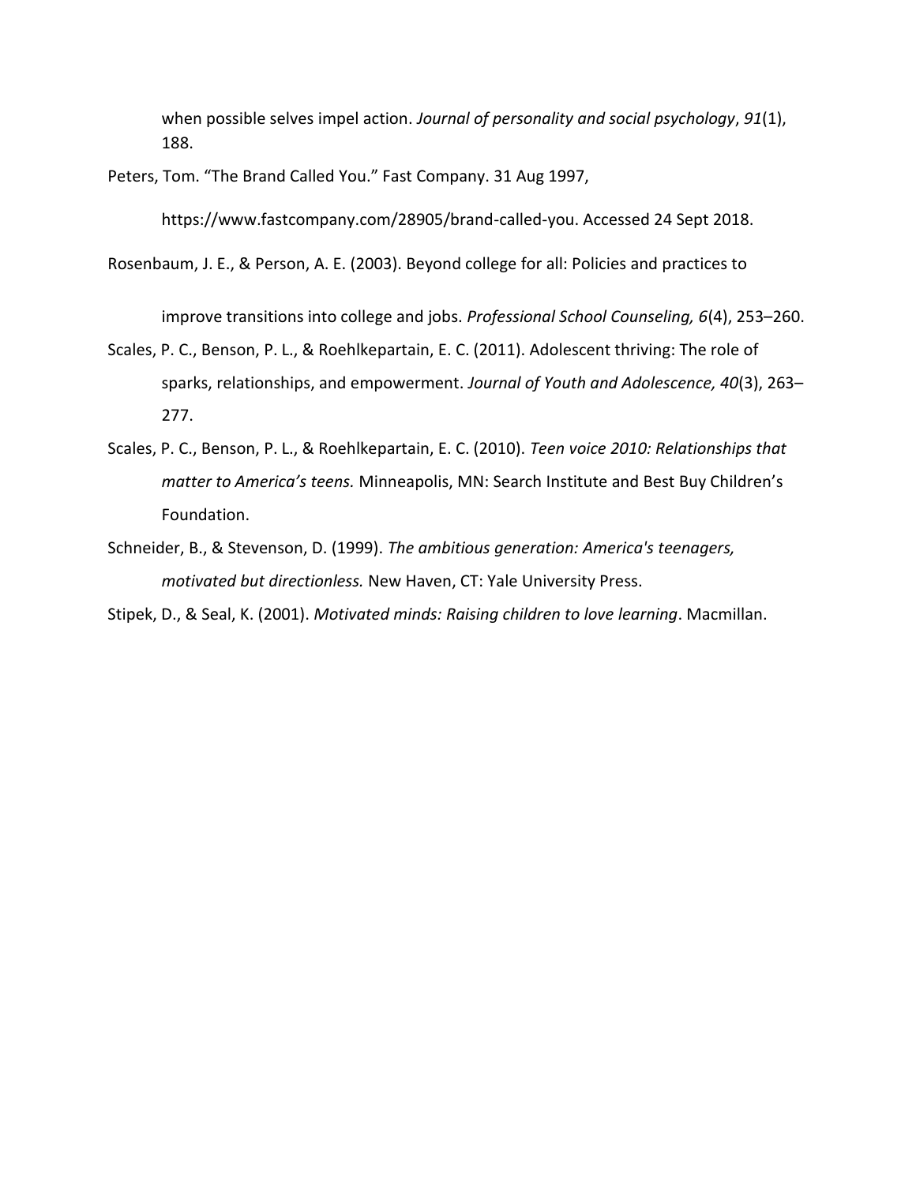when possible selves impel action. *Journal of personality and social psychology*, *91*(1), 188.

Peters, Tom. "The Brand Called You." Fast Company. 31 Aug 1997, https://www.fastcompany.com/28905/brand-called-you. Accessed 24 Sept 2018.

Rosenbaum, J. E., & Person, A. E. (2003). Beyond college for all: Policies and practices to improve transitions into college and jobs. *Professional School Counseling, 6*(4), 253–260.

Scales, P. C., Benson, P. L., & Roehlkepartain, E. C. (2011). Adolescent thriving: The role of sparks, relationships, and empowerment. *Journal of Youth and Adolescence, 40*(3), 263–277.

Scales, P. C., Benson, P. L., & Roehlkepartain, E. C. (2010). *Teen voice 2010: Relationships that matter to America's teens.* Minneapolis, MN: Search Institute and Best Buy Children's Foundation.

Schneider, B., & Stevenson, D. (1999). *The ambitious generation: America's teenagers, motivated but directionless.* New Haven, CT: Yale University Press.

Stipek, D., & Seal, K. (2001). *Motivated minds: Raising children to love learning*. Macmillan.